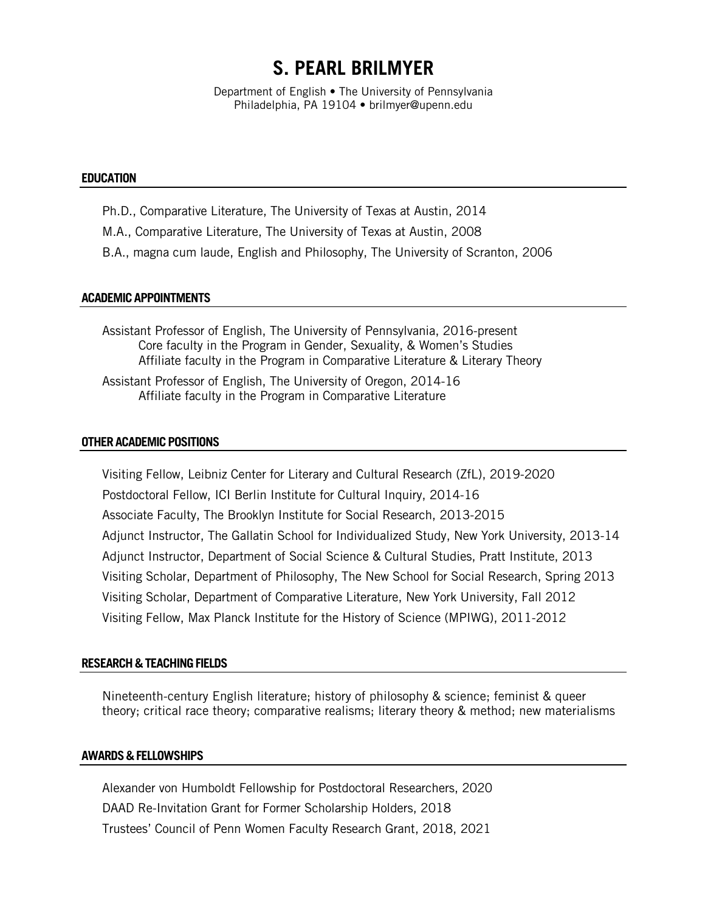# S. PEARL BRILMYER

Department of English • The University of Pennsylvania
Philadelphia, PA 19104 • brilmyer@upenn.edu

## EDUCATION

Ph.D., Comparative Literature, The University of Texas at Austin, 2014

M.A., Comparative Literature, The University of Texas at Austin, 2008

B.A., magna cum laude, English and Philosophy, The University of Scranton, 2006

## ACADEMIC APPOINTMENTS

Assistant Professor of English, The University of Pennsylvania, 2016-present
Core faculty in the Program in Gender, Sexuality, & Women's Studies
Affiliate faculty in the Program in Comparative Literature & Literary Theory

Assistant Professor of English, The University of Oregon, 2014-16
Affiliate faculty in the Program in Comparative Literature

## OTHER ACADEMIC POSITIONS

Visiting Fellow, Leibniz Center for Literary and Cultural Research (ZfL), 2019-2020

Postdoctoral Fellow, ICI Berlin Institute for Cultural Inquiry, 2014-16

Associate Faculty, The Brooklyn Institute for Social Research, 2013-2015

Adjunct Instructor, The Gallatin School for Individualized Study, New York University, 2013-14

Adjunct Instructor, Department of Social Science & Cultural Studies, Pratt Institute, 2013

Visiting Scholar, Department of Philosophy, The New School for Social Research, Spring 2013

Visiting Scholar, Department of Comparative Literature, New York University, Fall 2012

Visiting Fellow, Max Planck Institute for the History of Science (MPIWG), 2011-2012

## RESEARCH & TEACHING FIELDS

Nineteenth-century English literature; history of philosophy & science; feminist & queer theory; critical race theory; comparative realisms; literary theory & method; new materialisms

## AWARDS & FELLOWSHIPS

Alexander von Humboldt Fellowship for Postdoctoral Researchers, 2020

DAAD Re-Invitation Grant for Former Scholarship Holders, 2018

Trustees' Council of Penn Women Faculty Research Grant, 2018, 2021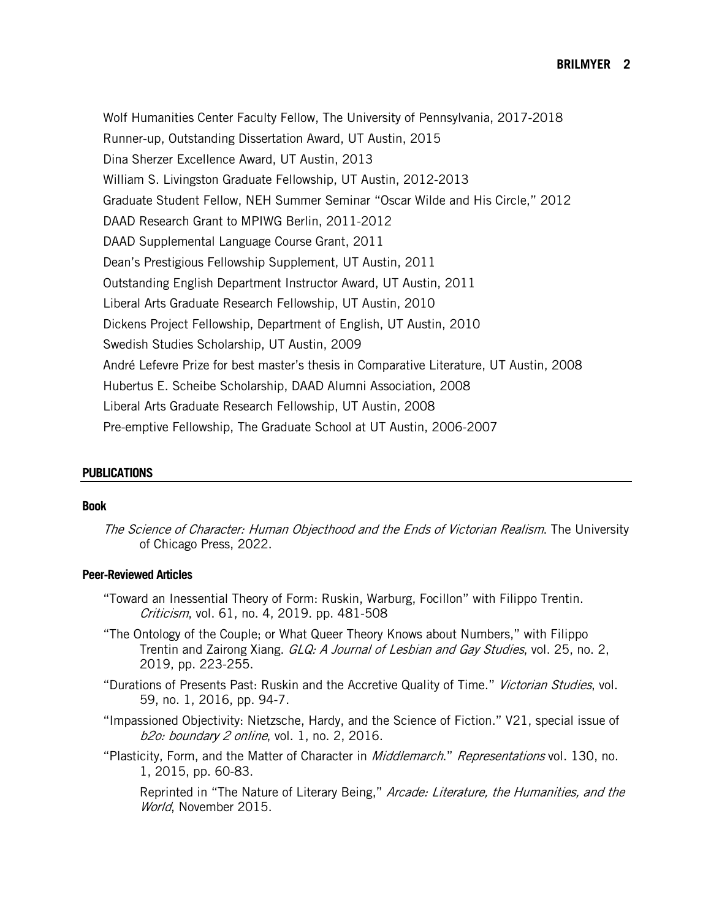Wolf Humanities Center Faculty Fellow, The University of Pennsylvania, 2017-2018

Runner-up, Outstanding Dissertation Award, UT Austin, 2015

Dina Sherzer Excellence Award, UT Austin, 2013

William S. Livingston Graduate Fellowship, UT Austin, 2012-2013

Graduate Student Fellow, NEH Summer Seminar "Oscar Wilde and His Circle," 2012

DAAD Research Grant to MPIWG Berlin, 2011-2012

DAAD Supplemental Language Course Grant, 2011

Dean's Prestigious Fellowship Supplement, UT Austin, 2011

Outstanding English Department Instructor Award, UT Austin, 2011

Liberal Arts Graduate Research Fellowship, UT Austin, 2010

Dickens Project Fellowship, Department of English, UT Austin, 2010

Swedish Studies Scholarship, UT Austin, 2009

André Lefevre Prize for best master's thesis in Comparative Literature, UT Austin, 2008

Hubertus E. Scheibe Scholarship, DAAD Alumni Association, 2008

Liberal Arts Graduate Research Fellowship, UT Austin, 2008

Pre-emptive Fellowship, The Graduate School at UT Austin, 2006-2007

## PUBLICATIONS

### Book

*The Science of Character: Human Objecthood and the Ends of Victorian Realism*. The University of Chicago Press, 2022.

### Peer-Reviewed Articles

"Toward an Inessential Theory of Form: Ruskin, Warburg, Focillon" with Filippo Trentin. *Criticism*, vol. 61, no. 4, 2019. pp. 481-508

"The Ontology of the Couple; or What Queer Theory Knows about Numbers," with Filippo Trentin and Zairong Xiang. *GLQ: A Journal of Lesbian and Gay Studies*, vol. 25, no. 2, 2019, pp. 223-255.

"Durations of Presents Past: Ruskin and the Accretive Quality of Time." *Victorian Studies*, vol. 59, no. 1, 2016, pp. 94-7.

"Impassioned Objectivity: Nietzsche, Hardy, and the Science of Fiction." V21, special issue of *b2o: boundary 2 online*, vol. 1, no. 2, 2016.

"Plasticity, Form, and the Matter of Character in *Middlemarch*." *Representations* vol. 130, no. 1, 2015, pp. 60-83.

Reprinted in "The Nature of Literary Being," *Arcade: Literature, the Humanities, and the World*, November 2015.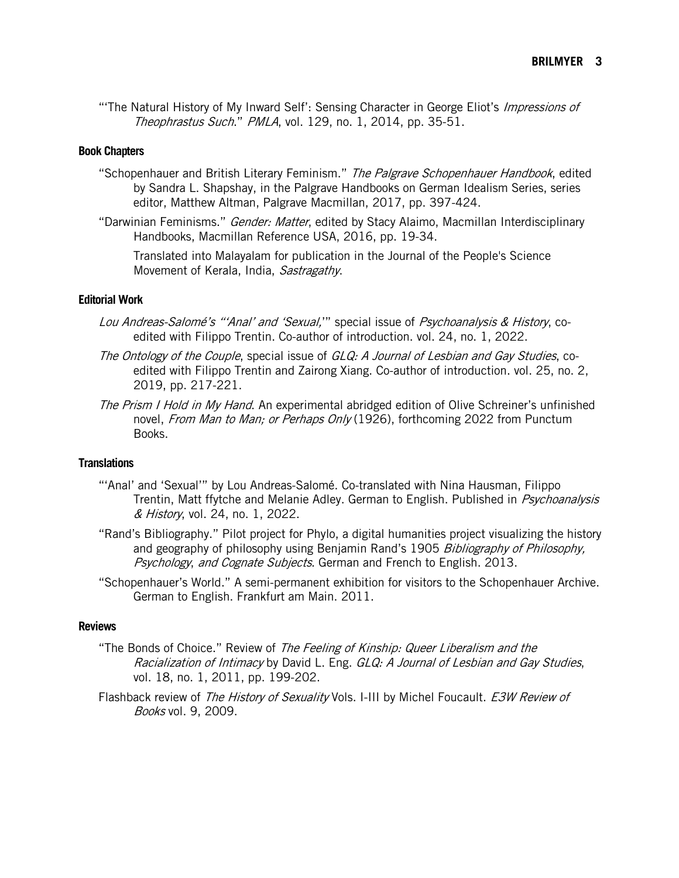"'The Natural History of My Inward Self': Sensing Character in George Eliot's *Impressions of Theophrastus Such*." *PMLA*, vol. 129, no. 1, 2014, pp. 35-51.

### Book Chapters

"Schopenhauer and British Literary Feminism." *The Palgrave Schopenhauer Handbook*, edited by Sandra L. Shapshay, in the Palgrave Handbooks on German Idealism Series, series editor, Matthew Altman, Palgrave Macmillan, 2017, pp. 397-424.

"Darwinian Feminisms." *Gender: Matter*, edited by Stacy Alaimo, Macmillan Interdisciplinary Handbooks, Macmillan Reference USA, 2016, pp. 19-34.

Translated into Malayalam for publication in the Journal of the People's Science Movement of Kerala, India, *Sastragathy*.

### Editorial Work

*Lou Andreas-Salomé's "'Anal' and 'Sexual,'"* special issue of *Psychoanalysis & History*, co-edited with Filippo Trentin. Co-author of introduction. vol. 24, no. 1, 2022.

*The Ontology of the Couple*, special issue of *GLQ: A Journal of Lesbian and Gay Studies*, co-edited with Filippo Trentin and Zairong Xiang. Co-author of introduction. vol. 25, no. 2, 2019, pp. 217-221.

*The Prism I Hold in My Hand*. An experimental abridged edition of Olive Schreiner's unfinished novel, *From Man to Man; or Perhaps Only* (1926), forthcoming 2022 from Punctum Books.

### Translations

"'Anal' and 'Sexual'" by Lou Andreas-Salomé. Co-translated with Nina Hausman, Filippo Trentin, Matt ffytche and Melanie Adley. German to English. Published in *Psychoanalysis & History*, vol. 24, no. 1, 2022.

"Rand's Bibliography." Pilot project for Phylo, a digital humanities project visualizing the history and geography of philosophy using Benjamin Rand's 1905 *Bibliography of Philosophy, Psychology, and Cognate Subjects*. German and French to English. 2013.

"Schopenhauer's World." A semi-permanent exhibition for visitors to the Schopenhauer Archive. German to English. Frankfurt am Main. 2011.

### Reviews

"The Bonds of Choice." Review of *The Feeling of Kinship: Queer Liberalism and the Racialization of Intimacy* by David L. Eng. *GLQ: A Journal of Lesbian and Gay Studies*, vol. 18, no. 1, 2011, pp. 199-202.

Flashback review of *The History of Sexuality* Vols. I-III by Michel Foucault. *E3W Review of Books* vol. 9, 2009.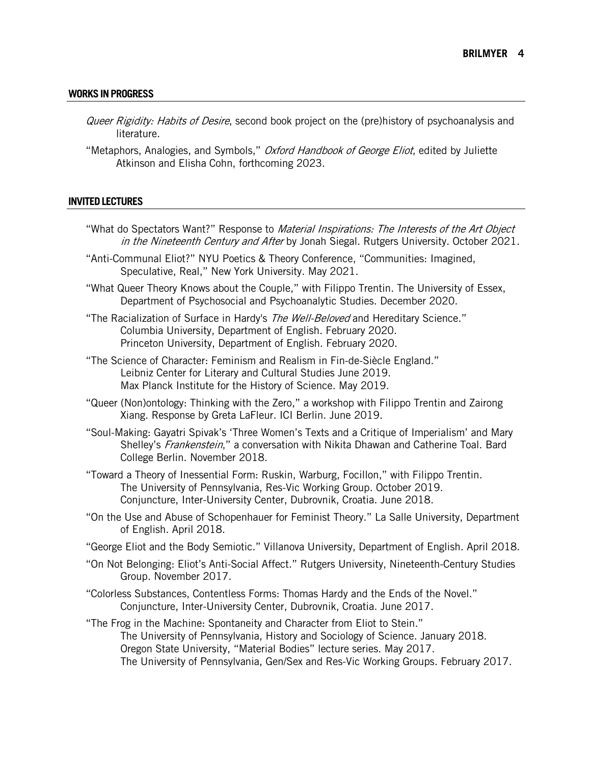## WORKS IN PROGRESS

*Queer Rigidity: Habits of Desire*, second book project on the (pre)history of psychoanalysis and literature.

"Metaphors, Analogies, and Symbols," *Oxford Handbook of George Eliot*, edited by Juliette Atkinson and Elisha Cohn, forthcoming 2023.

## INVITED LECTURES

"What do Spectators Want?" Response to *Material Inspirations: The Interests of the Art Object in the Nineteenth Century and After* by Jonah Siegal. Rutgers University. October 2021.

"Anti-Communal Eliot?" NYU Poetics & Theory Conference, "Communities: Imagined, Speculative, Real," New York University. May 2021.

"What Queer Theory Knows about the Couple," with Filippo Trentin. The University of Essex, Department of Psychosocial and Psychoanalytic Studies. December 2020.

"The Racialization of Surface in Hardy's *The Well-Beloved* and Hereditary Science."
Columbia University, Department of English. February 2020.
Princeton University, Department of English. February 2020.

"The Science of Character: Feminism and Realism in Fin-de-Siècle England."
Leibniz Center for Literary and Cultural Studies June 2019.
Max Planck Institute for the History of Science. May 2019.

"Queer (Non)ontology: Thinking with the Zero," a workshop with Filippo Trentin and Zairong Xiang. Response by Greta LaFleur. ICI Berlin. June 2019.

"Soul-Making: Gayatri Spivak's 'Three Women's Texts and a Critique of Imperialism' and Mary Shelley's *Frankenstein*," a conversation with Nikita Dhawan and Catherine Toal. Bard College Berlin. November 2018.

"Toward a Theory of Inessential Form: Ruskin, Warburg, Focillon," with Filippo Trentin.
The University of Pennsylvania, Res-Vic Working Group. October 2019.
Conjuncture, Inter-University Center, Dubrovnik, Croatia. June 2018.

"On the Use and Abuse of Schopenhauer for Feminist Theory." La Salle University, Department of English. April 2018.

"George Eliot and the Body Semiotic." Villanova University, Department of English. April 2018.

"On Not Belonging: Eliot's Anti-Social Affect." Rutgers University, Nineteenth-Century Studies Group. November 2017.

"Colorless Substances, Contentless Forms: Thomas Hardy and the Ends of the Novel." Conjuncture, Inter-University Center, Dubrovnik, Croatia. June 2017.

"The Frog in the Machine: Spontaneity and Character from Eliot to Stein."
The University of Pennsylvania, History and Sociology of Science. January 2018.
Oregon State University, "Material Bodies" lecture series. May 2017.
The University of Pennsylvania, Gen/Sex and Res-Vic Working Groups. February 2017.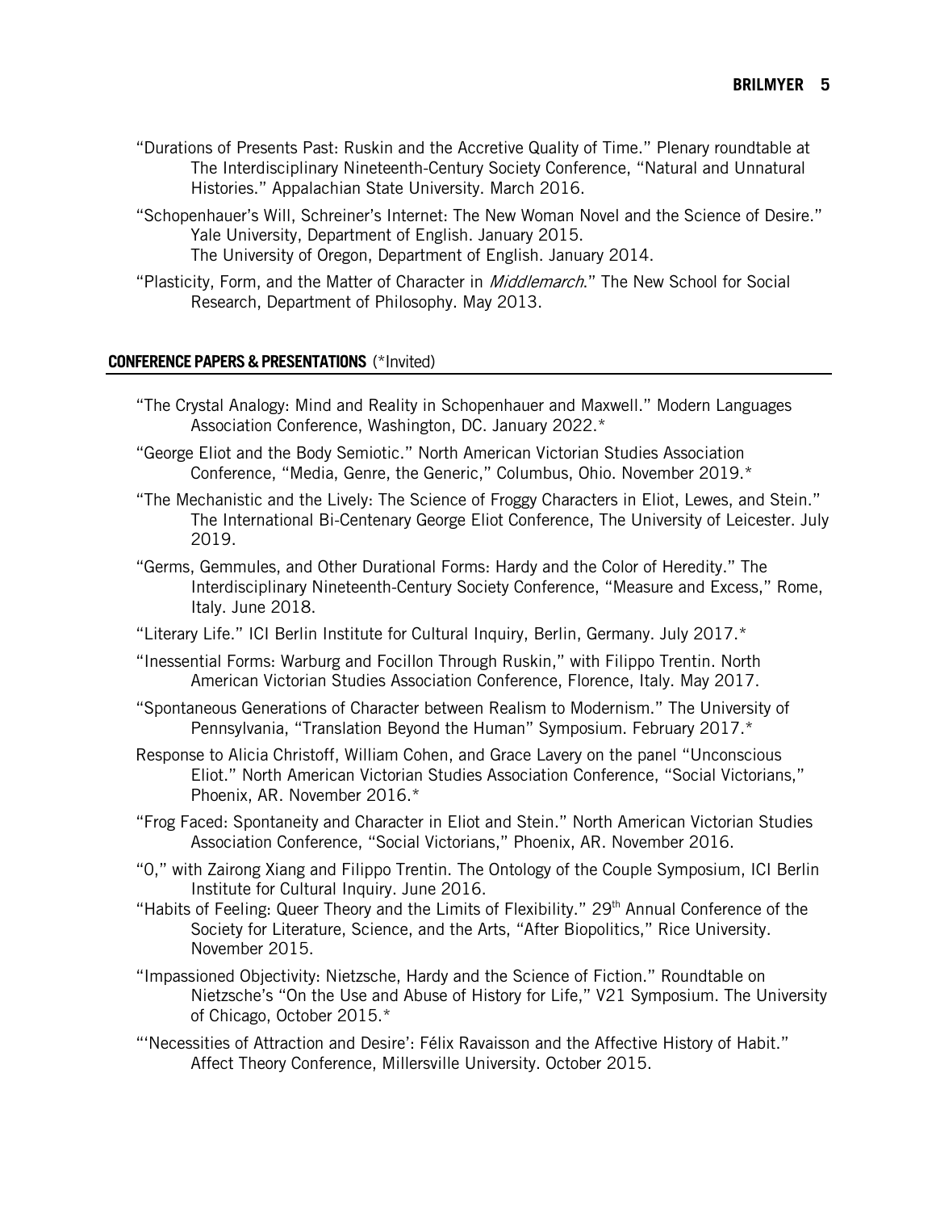"Durations of Presents Past: Ruskin and the Accretive Quality of Time." Plenary roundtable at The Interdisciplinary Nineteenth-Century Society Conference, "Natural and Unnatural Histories." Appalachian State University. March 2016.

"Schopenhauer's Will, Schreiner's Internet: The New Woman Novel and the Science of Desire." Yale University, Department of English. January 2015.
The University of Oregon, Department of English. January 2014.

"Plasticity, Form, and the Matter of Character in *Middlemarch*." The New School for Social Research, Department of Philosophy. May 2013.

## CONFERENCE PAPERS & PRESENTATIONS (*Invited)

"The Crystal Analogy: Mind and Reality in Schopenhauer and Maxwell." Modern Languages Association Conference, Washington, DC. January 2022.*

"George Eliot and the Body Semiotic." North American Victorian Studies Association Conference, "Media, Genre, the Generic," Columbus, Ohio. November 2019.*

"The Mechanistic and the Lively: The Science of Froggy Characters in Eliot, Lewes, and Stein." The International Bi-Centenary George Eliot Conference, The University of Leicester. July 2019.

"Germs, Gemmules, and Other Durational Forms: Hardy and the Color of Heredity." The Interdisciplinary Nineteenth-Century Society Conference, "Measure and Excess," Rome, Italy. June 2018.

"Literary Life." ICI Berlin Institute for Cultural Inquiry, Berlin, Germany. July 2017.*

"Inessential Forms: Warburg and Focillon Through Ruskin," with Filippo Trentin. North American Victorian Studies Association Conference, Florence, Italy. May 2017.

"Spontaneous Generations of Character between Realism to Modernism." The University of Pennsylvania, "Translation Beyond the Human" Symposium. February 2017.*

Response to Alicia Christoff, William Cohen, and Grace Lavery on the panel "Unconscious Eliot." North American Victorian Studies Association Conference, "Social Victorians," Phoenix, AR. November 2016.*

"Frog Faced: Spontaneity and Character in Eliot and Stein." North American Victorian Studies Association Conference, "Social Victorians," Phoenix, AR. November 2016.

"O," with Zairong Xiang and Filippo Trentin. The Ontology of the Couple Symposium, ICI Berlin Institute for Cultural Inquiry. June 2016.

"Habits of Feeling: Queer Theory and the Limits of Flexibility." 29th Annual Conference of the Society for Literature, Science, and the Arts, "After Biopolitics," Rice University. November 2015.

"Impassioned Objectivity: Nietzsche, Hardy and the Science of Fiction." Roundtable on Nietzsche's "On the Use and Abuse of History for Life," V21 Symposium. The University of Chicago, October 2015.*

"'Necessities of Attraction and Desire': Félix Ravaisson and the Affective History of Habit." Affect Theory Conference, Millersville University. October 2015.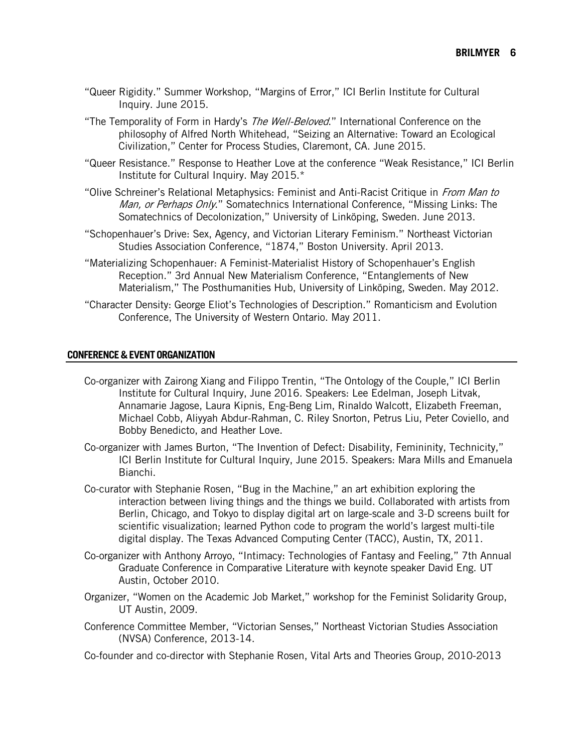"Queer Rigidity." Summer Workshop, "Margins of Error," ICI Berlin Institute for Cultural Inquiry. June 2015.

"The Temporality of Form in Hardy's *The Well-Beloved*." International Conference on the philosophy of Alfred North Whitehead, "Seizing an Alternative: Toward an Ecological Civilization," Center for Process Studies, Claremont, CA. June 2015.

"Queer Resistance." Response to Heather Love at the conference "Weak Resistance," ICI Berlin Institute for Cultural Inquiry. May 2015.*

"Olive Schreiner's Relational Metaphysics: Feminist and Anti-Racist Critique in *From Man to Man, or Perhaps Only*." Somatechnics International Conference, "Missing Links: The Somatechnics of Decolonization," University of Linköping, Sweden. June 2013.

"Schopenhauer's Drive: Sex, Agency, and Victorian Literary Feminism." Northeast Victorian Studies Association Conference, "1874," Boston University. April 2013.

"Materializing Schopenhauer: A Feminist-Materialist History of Schopenhauer's English Reception." 3rd Annual New Materialism Conference, "Entanglements of New Materialism," The Posthumanities Hub, University of Linköping, Sweden. May 2012.

"Character Density: George Eliot's Technologies of Description." Romanticism and Evolution Conference, The University of Western Ontario. May 2011.

## CONFERENCE & EVENT ORGANIZATION

Co-organizer with Zairong Xiang and Filippo Trentin, "The Ontology of the Couple," ICI Berlin Institute for Cultural Inquiry, June 2016. Speakers: Lee Edelman, Joseph Litvak, Annamarie Jagose, Laura Kipnis, Eng-Beng Lim, Rinaldo Walcott, Elizabeth Freeman, Michael Cobb, Aliyyah Abdur-Rahman, C. Riley Snorton, Petrus Liu, Peter Coviello, and Bobby Benedicto, and Heather Love.

Co-organizer with James Burton, "The Invention of Defect: Disability, Femininity, Technicity," ICI Berlin Institute for Cultural Inquiry, June 2015. Speakers: Mara Mills and Emanuela Bianchi.

Co-curator with Stephanie Rosen, "Bug in the Machine," an art exhibition exploring the interaction between living things and the things we build. Collaborated with artists from Berlin, Chicago, and Tokyo to display digital art on large-scale and 3-D screens built for scientific visualization; learned Python code to program the world's largest multi-tile digital display. The Texas Advanced Computing Center (TACC), Austin, TX, 2011.

Co-organizer with Anthony Arroyo, "Intimacy: Technologies of Fantasy and Feeling," 7th Annual Graduate Conference in Comparative Literature with keynote speaker David Eng. UT Austin, October 2010.

Organizer, "Women on the Academic Job Market," workshop for the Feminist Solidarity Group, UT Austin, 2009.

Conference Committee Member, "Victorian Senses," Northeast Victorian Studies Association (NVSA) Conference, 2013-14.

Co-founder and co-director with Stephanie Rosen, Vital Arts and Theories Group, 2010-2013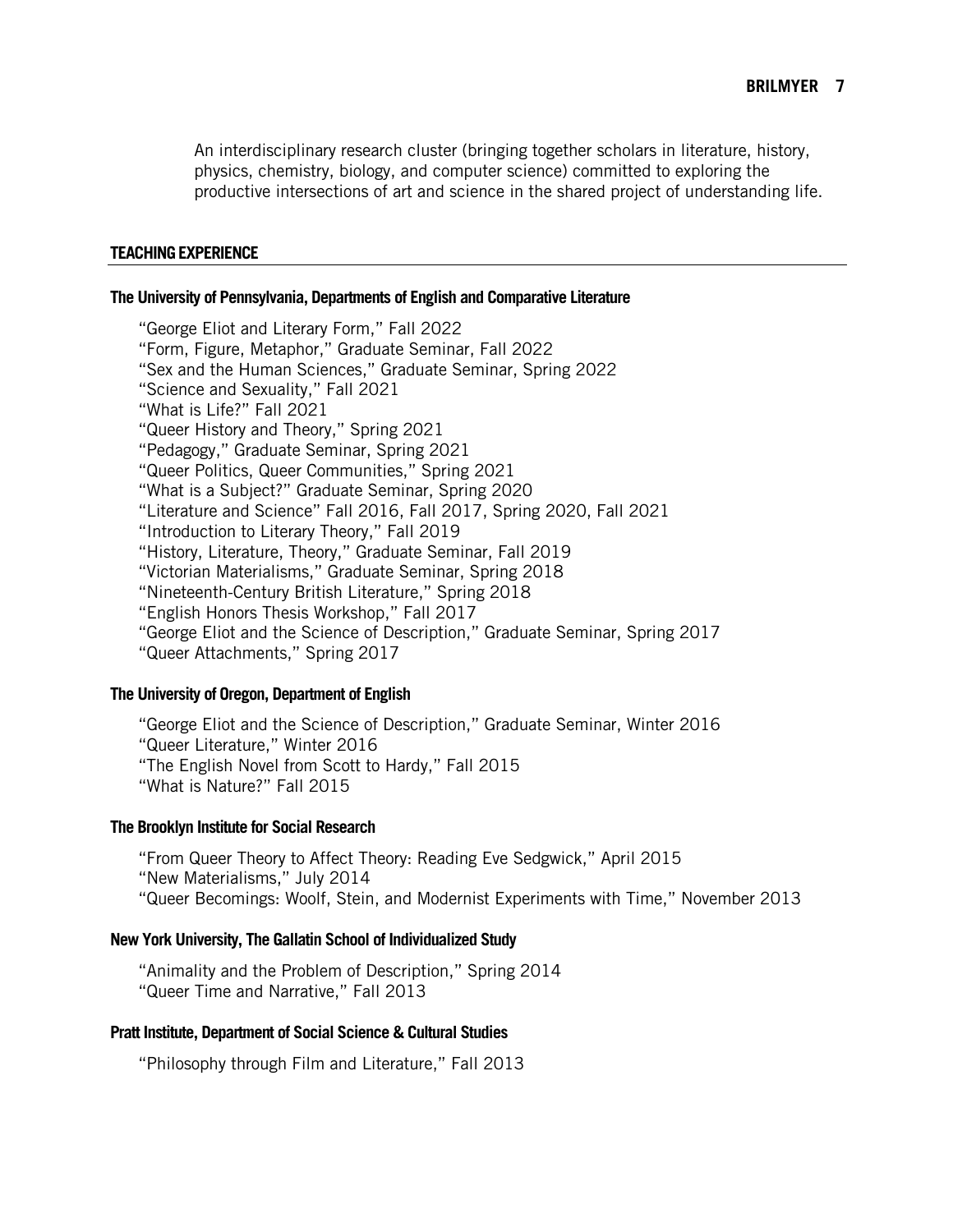An interdisciplinary research cluster (bringing together scholars in literature, history, physics, chemistry, biology, and computer science) committed to exploring the productive intersections of art and science in the shared project of understanding life.

## TEACHING EXPERIENCE

### The University of Pennsylvania, Departments of English and Comparative Literature

"George Eliot and Literary Form," Fall 2022
"Form, Figure, Metaphor," Graduate Seminar, Fall 2022
"Sex and the Human Sciences," Graduate Seminar, Spring 2022
"Science and Sexuality," Fall 2021
"What is Life?" Fall 2021
"Queer History and Theory," Spring 2021
"Pedagogy," Graduate Seminar, Spring 2021
"Queer Politics, Queer Communities," Spring 2021
"What is a Subject?" Graduate Seminar, Spring 2020
"Literature and Science" Fall 2016, Fall 2017, Spring 2020, Fall 2021
"Introduction to Literary Theory," Fall 2019
"History, Literature, Theory," Graduate Seminar, Fall 2019
"Victorian Materialisms," Graduate Seminar, Spring 2018
"Nineteenth-Century British Literature," Spring 2018
"English Honors Thesis Workshop," Fall 2017
"George Eliot and the Science of Description," Graduate Seminar, Spring 2017
"Queer Attachments," Spring 2017

### The University of Oregon, Department of English

"George Eliot and the Science of Description," Graduate Seminar, Winter 2016
"Queer Literature," Winter 2016
"The English Novel from Scott to Hardy," Fall 2015
"What is Nature?" Fall 2015

### The Brooklyn Institute for Social Research

"From Queer Theory to Affect Theory: Reading Eve Sedgwick," April 2015
"New Materialisms," July 2014
"Queer Becomings: Woolf, Stein, and Modernist Experiments with Time," November 2013

### New York University, The Gallatin School of Individualized Study

"Animality and the Problem of Description," Spring 2014
"Queer Time and Narrative," Fall 2013

### Pratt Institute, Department of Social Science & Cultural Studies

"Philosophy through Film and Literature," Fall 2013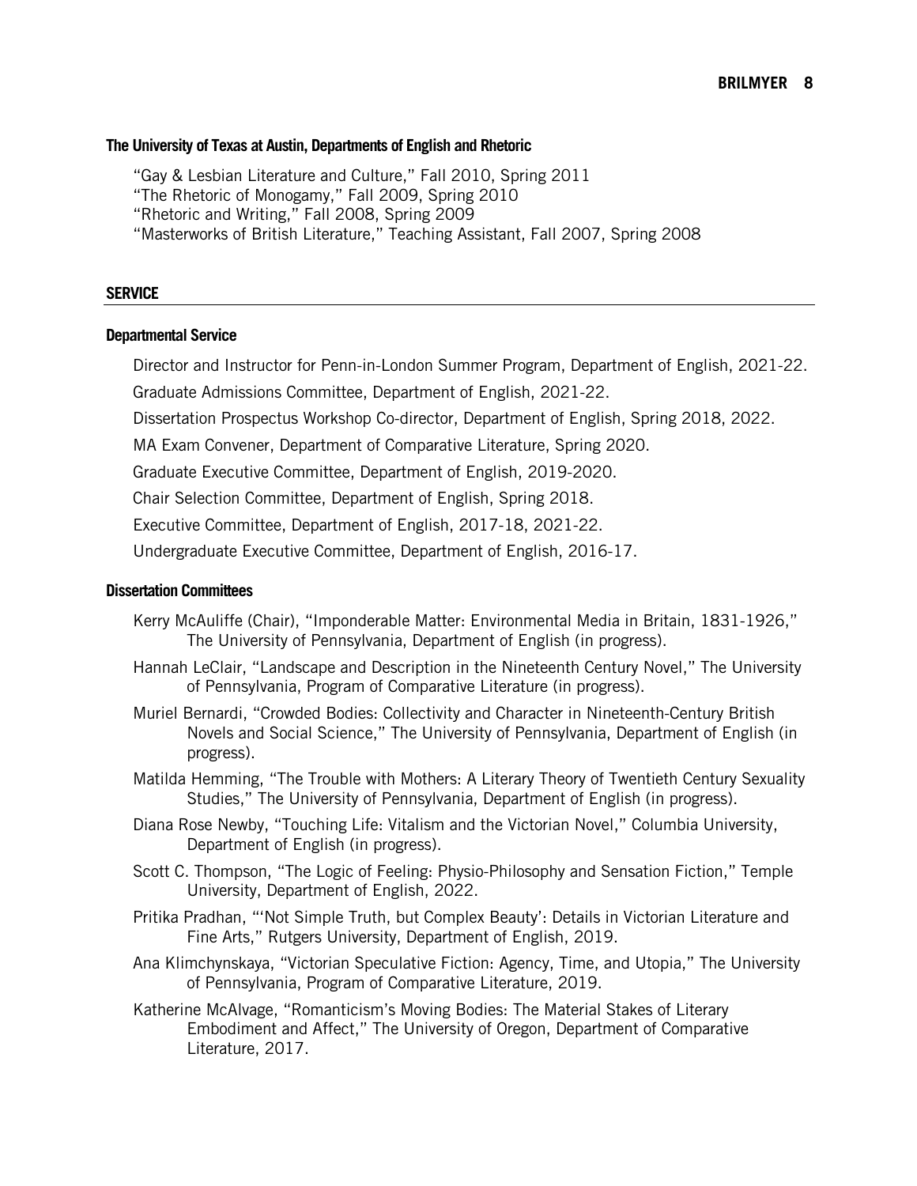### The University of Texas at Austin, Departments of English and Rhetoric

"Gay & Lesbian Literature and Culture," Fall 2010, Spring 2011
"The Rhetoric of Monogamy," Fall 2009, Spring 2010
"Rhetoric and Writing," Fall 2008, Spring 2009
"Masterworks of British Literature," Teaching Assistant, Fall 2007, Spring 2008

## SERVICE

### Departmental Service

Director and Instructor for Penn-in-London Summer Program, Department of English, 2021-22.

Graduate Admissions Committee, Department of English, 2021-22.

Dissertation Prospectus Workshop Co-director, Department of English, Spring 2018, 2022.

MA Exam Convener, Department of Comparative Literature, Spring 2020.

Graduate Executive Committee, Department of English, 2019-2020.

Chair Selection Committee, Department of English, Spring 2018.

Executive Committee, Department of English, 2017-18, 2021-22.

Undergraduate Executive Committee, Department of English, 2016-17.

### Dissertation Committees

Kerry McAuliffe (Chair), "Imponderable Matter: Environmental Media in Britain, 1831-1926," The University of Pennsylvania, Department of English (in progress).

Hannah LeClair, "Landscape and Description in the Nineteenth Century Novel," The University of Pennsylvania, Program of Comparative Literature (in progress).

Muriel Bernardi, "Crowded Bodies: Collectivity and Character in Nineteenth-Century British Novels and Social Science," The University of Pennsylvania, Department of English (in progress).

Matilda Hemming, "The Trouble with Mothers: A Literary Theory of Twentieth Century Sexuality Studies," The University of Pennsylvania, Department of English (in progress).

Diana Rose Newby, "Touching Life: Vitalism and the Victorian Novel," Columbia University, Department of English (in progress).

Scott C. Thompson, "The Logic of Feeling: Physio-Philosophy and Sensation Fiction," Temple University, Department of English, 2022.

Pritika Pradhan, "'Not Simple Truth, but Complex Beauty': Details in Victorian Literature and Fine Arts," Rutgers University, Department of English, 2019.

Ana Klimchynskaya, "Victorian Speculative Fiction: Agency, Time, and Utopia," The University of Pennsylvania, Program of Comparative Literature, 2019.

Katherine McAlvage, "Romanticism's Moving Bodies: The Material Stakes of Literary Embodiment and Affect," The University of Oregon, Department of Comparative Literature, 2017.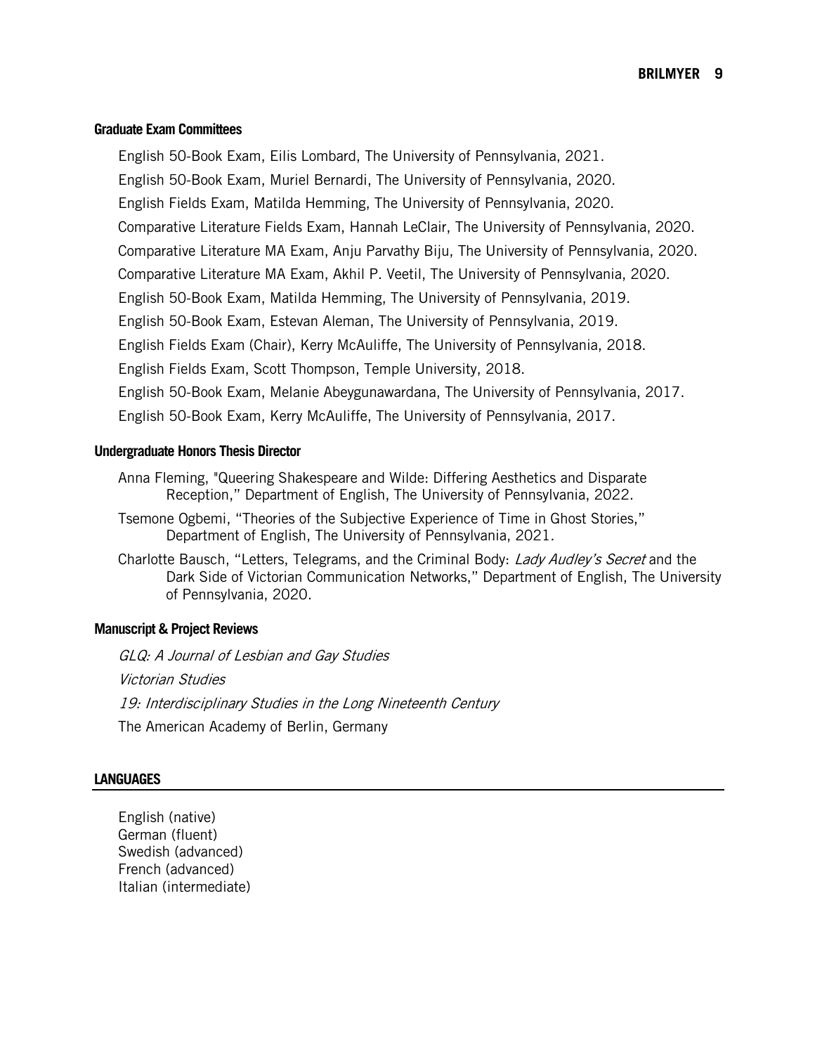#### Graduate Exam Committees

English 50-Book Exam, Eilis Lombard, The University of Pennsylvania, 2021.

English 50-Book Exam, Muriel Bernardi, The University of Pennsylvania, 2020.

English Fields Exam, Matilda Hemming, The University of Pennsylvania, 2020.

Comparative Literature Fields Exam, Hannah LeClair, The University of Pennsylvania, 2020.

Comparative Literature MA Exam, Anju Parvathy Biju, The University of Pennsylvania, 2020.

Comparative Literature MA Exam, Akhil P. Veetil, The University of Pennsylvania, 2020.

English 50-Book Exam, Matilda Hemming, The University of Pennsylvania, 2019.

English 50-Book Exam, Estevan Aleman, The University of Pennsylvania, 2019.

English Fields Exam (Chair), Kerry McAuliffe, The University of Pennsylvania, 2018.

English Fields Exam, Scott Thompson, Temple University, 2018.

English 50-Book Exam, Melanie Abeygunawardana, The University of Pennsylvania, 2017.

English 50-Book Exam, Kerry McAuliffe, The University of Pennsylvania, 2017.

#### Undergraduate Honors Thesis Director

Anna Fleming, "Queering Shakespeare and Wilde: Differing Aesthetics and Disparate Reception," Department of English, The University of Pennsylvania, 2022.

Tsemone Ogbemi, "Theories of the Subjective Experience of Time in Ghost Stories," Department of English, The University of Pennsylvania, 2021.

Charlotte Bausch, "Letters, Telegrams, and the Criminal Body: *Lady Audley's Secret* and the Dark Side of Victorian Communication Networks," Department of English, The University of Pennsylvania, 2020.

#### Manuscript & Project Reviews

*GLQ: A Journal of Lesbian and Gay Studies*

*Victorian Studies*

*19: Interdisciplinary Studies in the Long Nineteenth Century*

The American Academy of Berlin, Germany

## LANGUAGES

English (native)
German (fluent)
Swedish (advanced)
French (advanced)
Italian (intermediate)